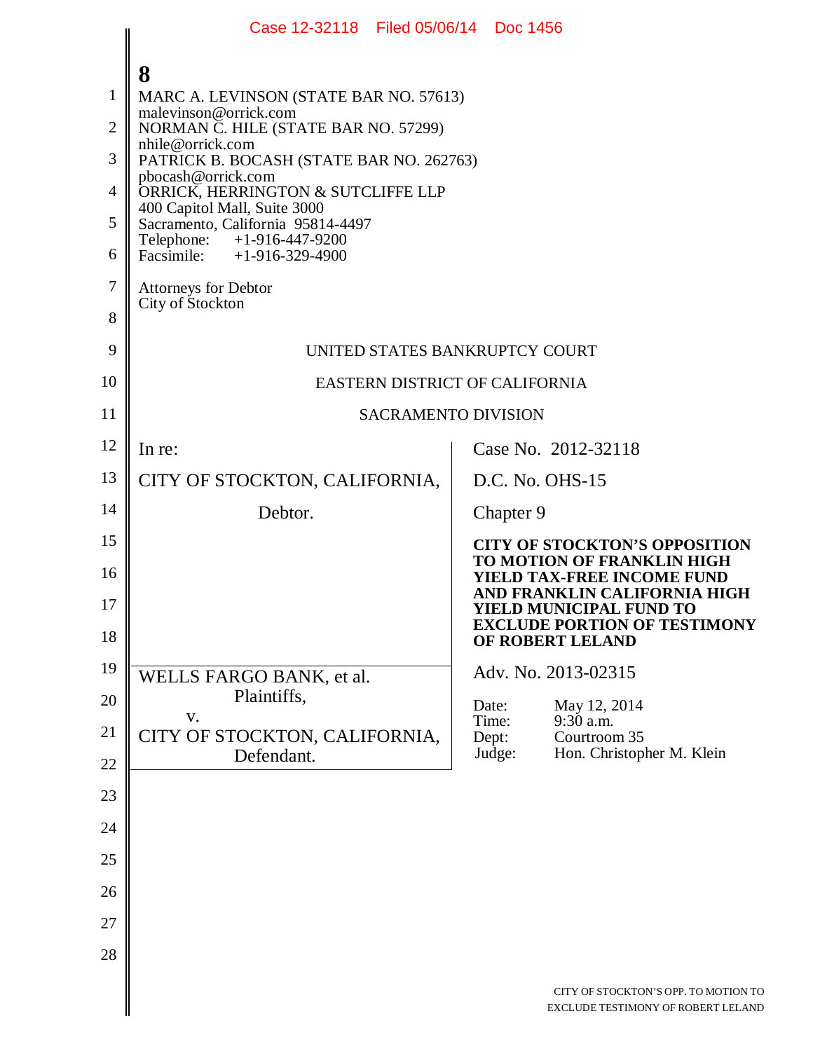MARC A. LEVINSON (STATE BAR NO. 57613)
malevinson@orrick.com
NORMAN C. HILE (STATE BAR NO. 57299)
nhile@orrick.com
PATRICK B. BOCASH (STATE BAR NO. 262763)
pbocash@orrick.com
ORRICK, HERRINGTON & SUTCLIFFE LLP
400 Capitol Mall, Suite 3000
Sacramento, California 95814-4497
Telephone: +1-916-447-9200
Facsimile: +1-916-329-4900

Attorneys for Debtor
City of Stockton

UNITED STATES BANKRUPTCY COURT

EASTERN DISTRICT OF CALIFORNIA

SACRAMENTO DIVISION

| | |
|---|---|
| In re:<br><br>CITY OF STOCKTON, CALIFORNIA,<br><br>Debtor. | Case No. 2012-32118<br><br>D.C. No. OHS-15<br><br>Chapter 9<br><br>**CITY OF STOCKTON'S OPPOSITION TO MOTION OF FRANKLIN HIGH YIELD TAX-FREE INCOME FUND AND FRANKLIN CALIFORNIA HIGH YIELD MUNICIPAL FUND TO EXCLUDE PORTION OF TESTIMONY OF ROBERT LELAND** |
| WELLS FARGO BANK, et al.<br>Plaintiffs,<br>v.<br>CITY OF STOCKTON, CALIFORNIA,<br>Defendant. | Adv. No. 2013-02315<br><br>Date: May 12, 2014<br>Time: 9:30 a.m.<br>Dept: Courtroom 35<br>Judge: Hon. Christopher M. Klein |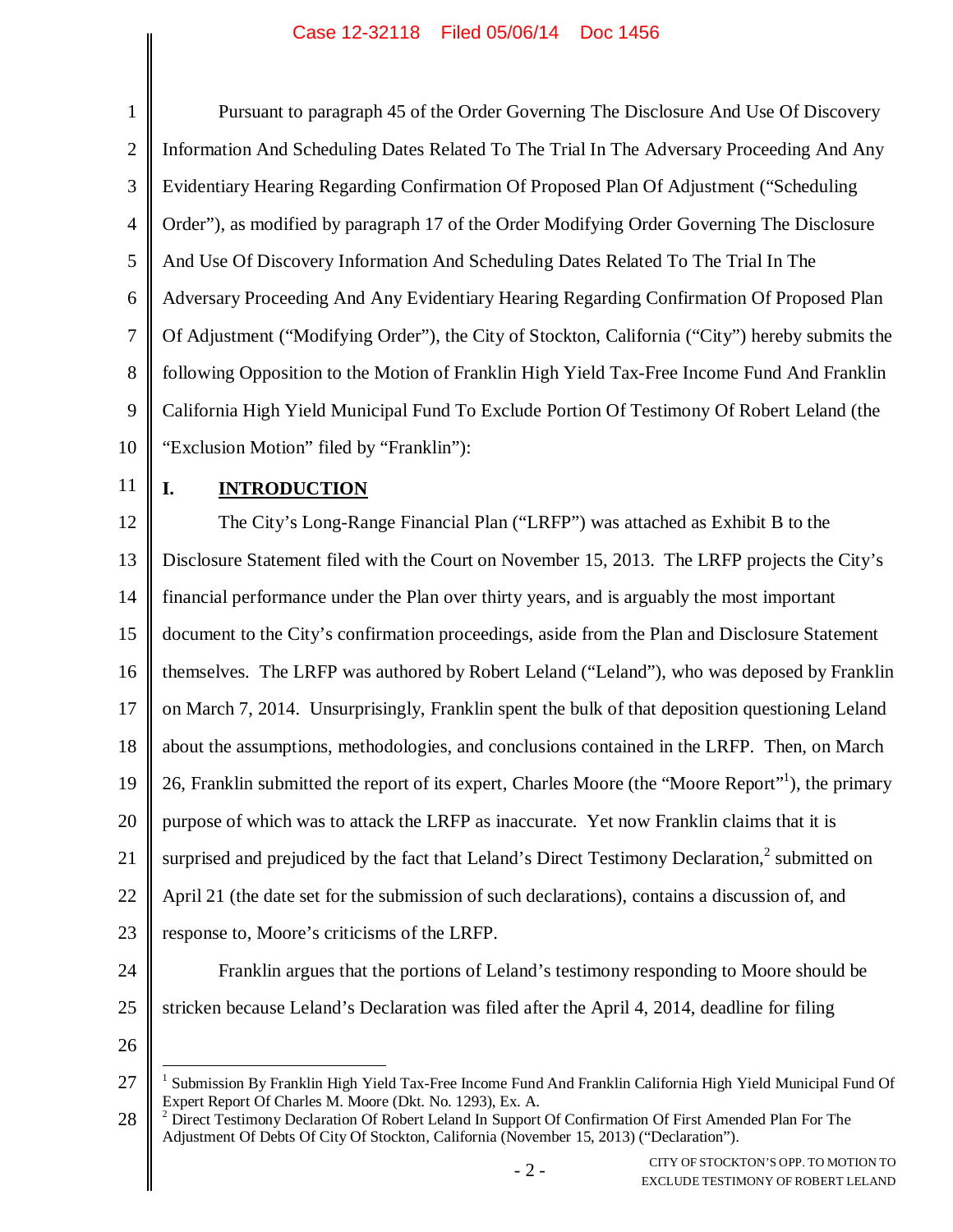Pursuant to paragraph 45 of the Order Governing The Disclosure And Use Of Discovery Information And Scheduling Dates Related To The Trial In The Adversary Proceeding And Any Evidentiary Hearing Regarding Confirmation Of Proposed Plan Of Adjustment ("Scheduling Order"), as modified by paragraph 17 of the Order Modifying Order Governing The Disclosure And Use Of Discovery Information And Scheduling Dates Related To The Trial In The Adversary Proceeding And Any Evidentiary Hearing Regarding Confirmation Of Proposed Plan Of Adjustment ("Modifying Order"), the City of Stockton, California ("City") hereby submits the following Opposition to the Motion of Franklin High Yield Tax-Free Income Fund And Franklin California High Yield Municipal Fund To Exclude Portion Of Testimony Of Robert Leland (the "Exclusion Motion" filed by "Franklin"):

## I. INTRODUCTION

The City's Long-Range Financial Plan ("LRFP") was attached as Exhibit B to the Disclosure Statement filed with the Court on November 15, 2013. The LRFP projects the City's financial performance under the Plan over thirty years, and is arguably the most important document to the City's confirmation proceedings, aside from the Plan and Disclosure Statement themselves. The LRFP was authored by Robert Leland ("Leland"), who was deposed by Franklin on March 7, 2014. Unsurprisingly, Franklin spent the bulk of that deposition questioning Leland about the assumptions, methodologies, and conclusions contained in the LRFP. Then, on March 26, Franklin submitted the report of its expert, Charles Moore (the "Moore Report"[1]), the primary purpose of which was to attack the LRFP as inaccurate. Yet now Franklin claims that it is surprised and prejudiced by the fact that Leland's Direct Testimony Declaration,[2] submitted on April 21 (the date set for the submission of such declarations), contains a discussion of, and response to, Moore's criticisms of the LRFP.

Franklin argues that the portions of Leland's testimony responding to Moore should be stricken because Leland's Declaration was filed after the April 4, 2014, deadline for filing

---

[1] Submission By Franklin High Yield Tax-Free Income Fund And Franklin California High Yield Municipal Fund Of Expert Report Of Charles M. Moore (Dkt. No. 1293), Ex. A.

[2] Direct Testimony Declaration Of Robert Leland In Support Of Confirmation Of First Amended Plan For The Adjustment Of Debts Of City Of Stockton, California (November 15, 2013) ("Declaration").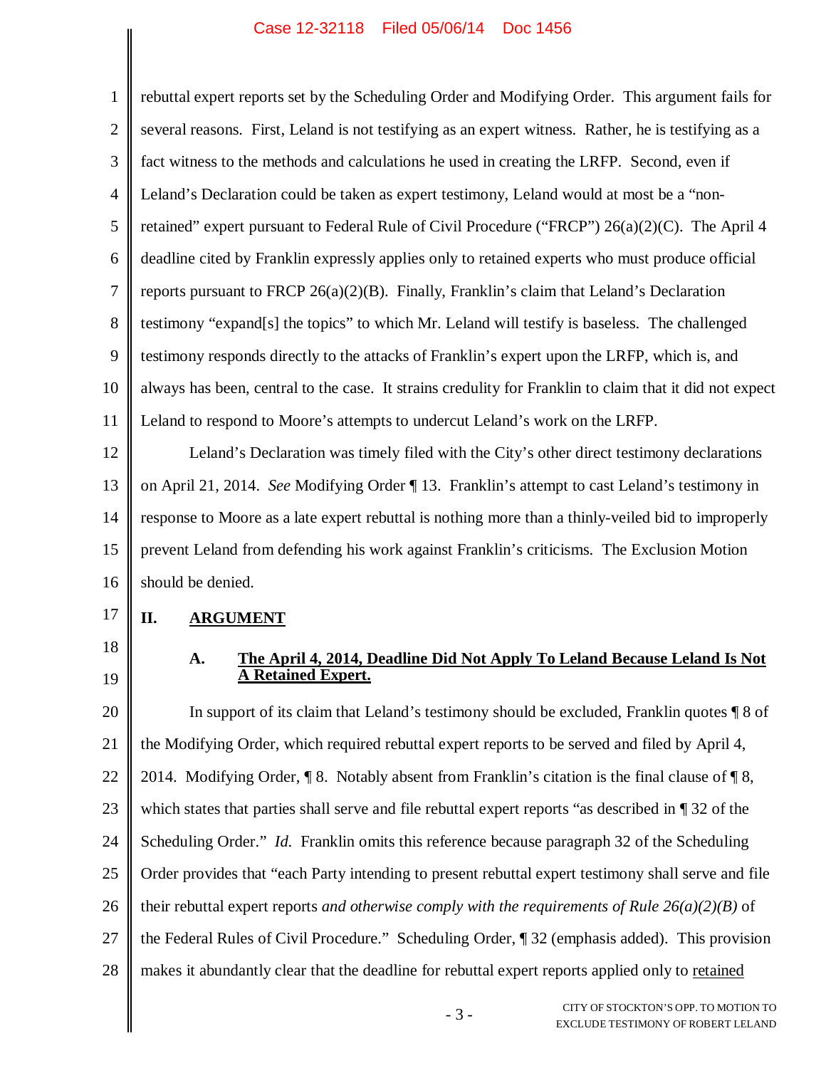rebuttal expert reports set by the Scheduling Order and Modifying Order. This argument fails for several reasons. First, Leland is not testifying as an expert witness. Rather, he is testifying as a fact witness to the methods and calculations he used in creating the LRFP. Second, even if Leland's Declaration could be taken as expert testimony, Leland would at most be a "non-retained" expert pursuant to Federal Rule of Civil Procedure ("FRCP") 26(a)(2)(C). The April 4 deadline cited by Franklin expressly applies only to retained experts who must produce official reports pursuant to FRCP 26(a)(2)(B). Finally, Franklin's claim that Leland's Declaration testimony "expand[s] the topics" to which Mr. Leland will testify is baseless. The challenged testimony responds directly to the attacks of Franklin's expert upon the LRFP, which is, and always has been, central to the case. It strains credulity for Franklin to claim that it did not expect Leland to respond to Moore's attempts to undercut Leland's work on the LRFP.

Leland's Declaration was timely filed with the City's other direct testimony declarations on April 21, 2014. *See* Modifying Order ¶ 13. Franklin's attempt to cast Leland's testimony in response to Moore as a late expert rebuttal is nothing more than a thinly-veiled bid to improperly prevent Leland from defending his work against Franklin's criticisms. The Exclusion Motion should be denied.

## II. ARGUMENT

### A. The April 4, 2014, Deadline Did Not Apply To Leland Because Leland Is Not A Retained Expert.

In support of its claim that Leland's testimony should be excluded, Franklin quotes ¶ 8 of the Modifying Order, which required rebuttal expert reports to be served and filed by April 4, 2014. Modifying Order, ¶ 8. Notably absent from Franklin's citation is the final clause of ¶ 8, which states that parties shall serve and file rebuttal expert reports "as described in ¶ 32 of the Scheduling Order." *Id.* Franklin omits this reference because paragraph 32 of the Scheduling Order provides that "each Party intending to present rebuttal expert testimony shall serve and file their rebuttal expert reports *and otherwise comply with the requirements of Rule 26(a)(2)(B)* of the Federal Rules of Civil Procedure." Scheduling Order, ¶ 32 (emphasis added). This provision makes it abundantly clear that the deadline for rebuttal expert reports applied only to retained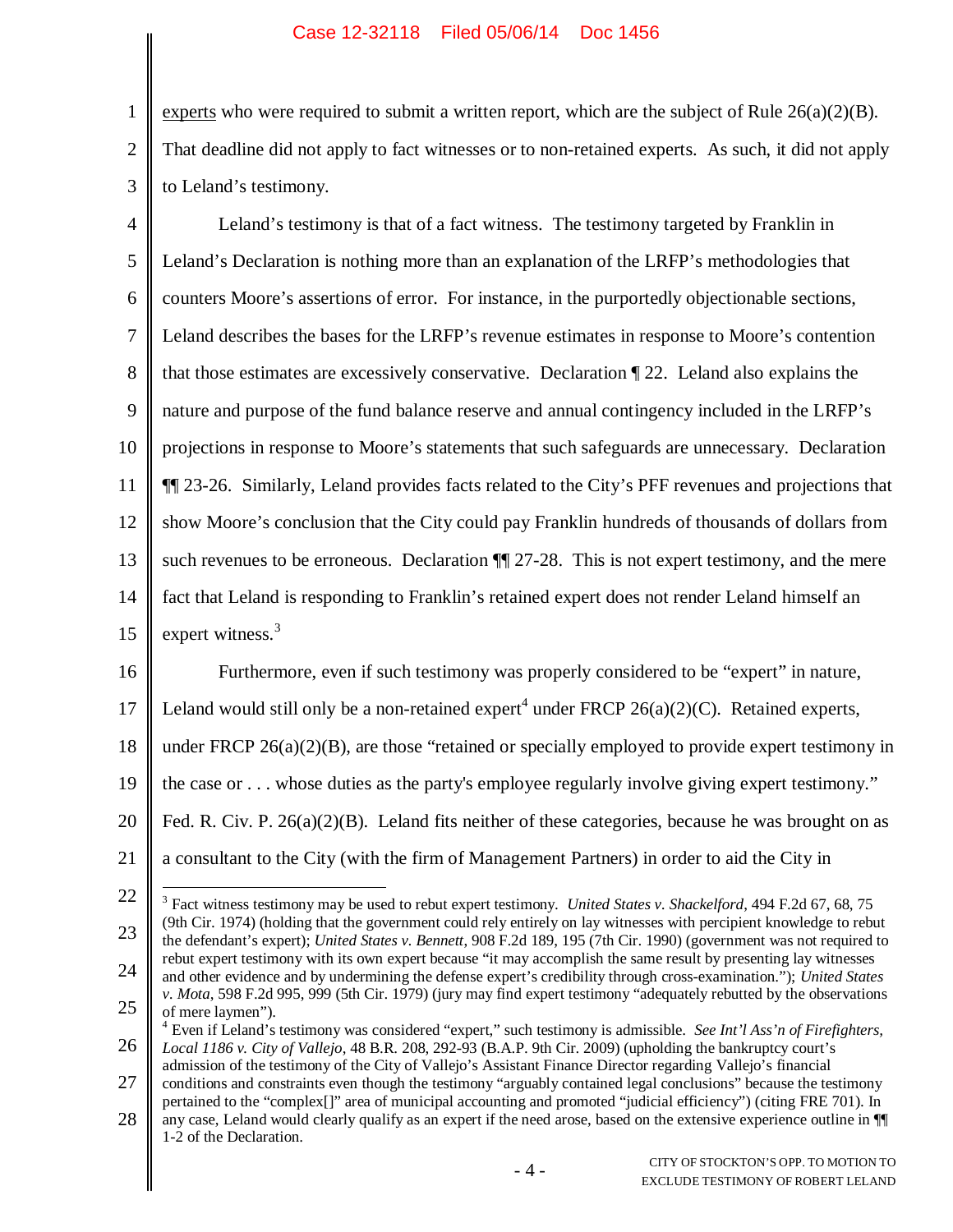experts who were required to submit a written report, which are the subject of Rule 26(a)(2)(B). That deadline did not apply to fact witnesses or to non-retained experts. As such, it did not apply to Leland's testimony.

Leland's testimony is that of a fact witness. The testimony targeted by Franklin in Leland's Declaration is nothing more than an explanation of the LRFP's methodologies that counters Moore's assertions of error. For instance, in the purportedly objectionable sections, Leland describes the bases for the LRFP's revenue estimates in response to Moore's contention that those estimates are excessively conservative. Declaration ¶ 22. Leland also explains the nature and purpose of the fund balance reserve and annual contingency included in the LRFP's projections in response to Moore's statements that such safeguards are unnecessary. Declaration ¶¶ 23-26. Similarly, Leland provides facts related to the City's PFF revenues and projections that show Moore's conclusion that the City could pay Franklin hundreds of thousands of dollars from such revenues to be erroneous. Declaration ¶¶ 27-28. This is not expert testimony, and the mere fact that Leland is responding to Franklin's retained expert does not render Leland himself an expert witness.[3]

Furthermore, even if such testimony was properly considered to be "expert" in nature, Leland would still only be a non-retained expert[4] under FRCP 26(a)(2)(C). Retained experts, under FRCP 26(a)(2)(B), are those "retained or specially employed to provide expert testimony in the case or . . . whose duties as the party's employee regularly involve giving expert testimony." Fed. R. Civ. P. 26(a)(2)(B). Leland fits neither of these categories, because he was brought on as a consultant to the City (with the firm of Management Partners) in order to aid the City in

---

[3] Fact witness testimony may be used to rebut expert testimony. *United States v. Shackelford*, 494 F.2d 67, 68, 75 (9th Cir. 1974) (holding that the government could rely entirely on lay witnesses with percipient knowledge to rebut the defendant's expert); *United States v. Bennett*, 908 F.2d 189, 195 (7th Cir. 1990) (government was not required to rebut expert testimony with its own expert because "it may accomplish the same result by presenting lay witnesses and other evidence and by undermining the defense expert's credibility through cross-examination."); *United States v. Mota*, 598 F.2d 995, 999 (5th Cir. 1979) (jury may find expert testimony "adequately rebutted by the observations of mere laymen").

[4] Even if Leland's testimony was considered "expert," such testimony is admissible. *See Int'l Ass'n of Firefighters, Local 1186 v. City of Vallejo*, 48 B.R. 208, 292-93 (B.A.P. 9th Cir. 2009) (upholding the bankruptcy court's admission of the testimony of the City of Vallejo's Assistant Finance Director regarding Vallejo's financial conditions and constraints even though the testimony "arguably contained legal conclusions" because the testimony pertained to the "complex[]" area of municipal accounting and promoted "judicial efficiency") (citing FRE 701). In any case, Leland would clearly qualify as an expert if the need arose, based on the extensive experience outline in ¶¶ 1-2 of the Declaration.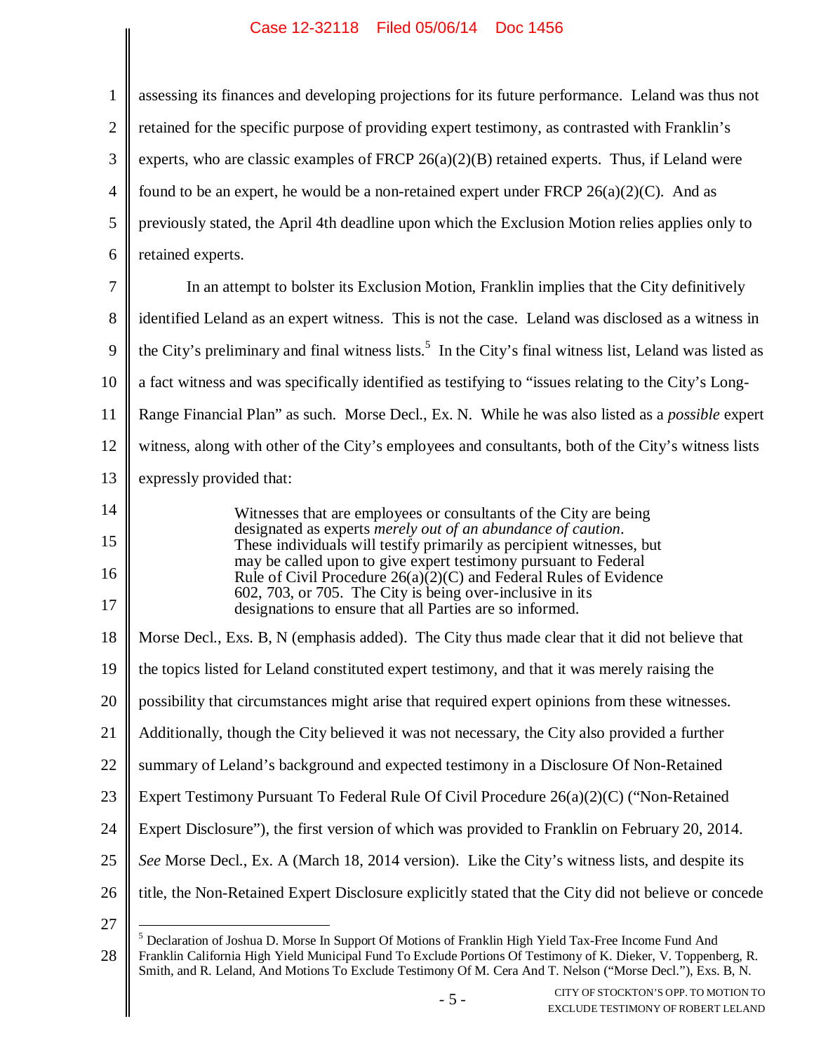assessing its finances and developing projections for its future performance. Leland was thus not retained for the specific purpose of providing expert testimony, as contrasted with Franklin's experts, who are classic examples of FRCP 26(a)(2)(B) retained experts. Thus, if Leland were found to be an expert, he would be a non-retained expert under FRCP 26(a)(2)(C). And as previously stated, the April 4th deadline upon which the Exclusion Motion relies applies only to retained experts.

In an attempt to bolster its Exclusion Motion, Franklin implies that the City definitively identified Leland as an expert witness. This is not the case. Leland was disclosed as a witness in the City's preliminary and final witness lists.[5] In the City's final witness list, Leland was listed as a fact witness and was specifically identified as testifying to "issues relating to the City's Long-Range Financial Plan" as such. Morse Decl., Ex. N. While he was also listed as a *possible* expert witness, along with other of the City's employees and consultants, both of the City's witness lists expressly provided that:

> Witnesses that are employees or consultants of the City are being designated as experts *merely out of an abundance of caution*. These individuals will testify primarily as percipient witnesses, but may be called upon to give expert testimony pursuant to Federal Rule of Civil Procedure 26(a)(2)(C) and Federal Rules of Evidence 602, 703, or 705. The City is being over-inclusive in its designations to ensure that all Parties are so informed.

Morse Decl., Exs. B, N (emphasis added). The City thus made clear that it did not believe that the topics listed for Leland constituted expert testimony, and that it was merely raising the possibility that circumstances might arise that required expert opinions from these witnesses. Additionally, though the City believed it was not necessary, the City also provided a further summary of Leland's background and expected testimony in a Disclosure Of Non-Retained Expert Testimony Pursuant To Federal Rule Of Civil Procedure 26(a)(2)(C) ("Non-Retained Expert Disclosure"), the first version of which was provided to Franklin on February 20, 2014. *See* Morse Decl., Ex. A (March 18, 2014 version). Like the City's witness lists, and despite its title, the Non-Retained Expert Disclosure explicitly stated that the City did not believe or concede

---

[5] Declaration of Joshua D. Morse In Support Of Motions of Franklin High Yield Tax-Free Income Fund And Franklin California High Yield Municipal Fund To Exclude Portions Of Testimony of K. Dieker, V. Toppenberg, R. Smith, and R. Leland, And Motions To Exclude Testimony Of M. Cera And T. Nelson ("Morse Decl."), Exs. B, N.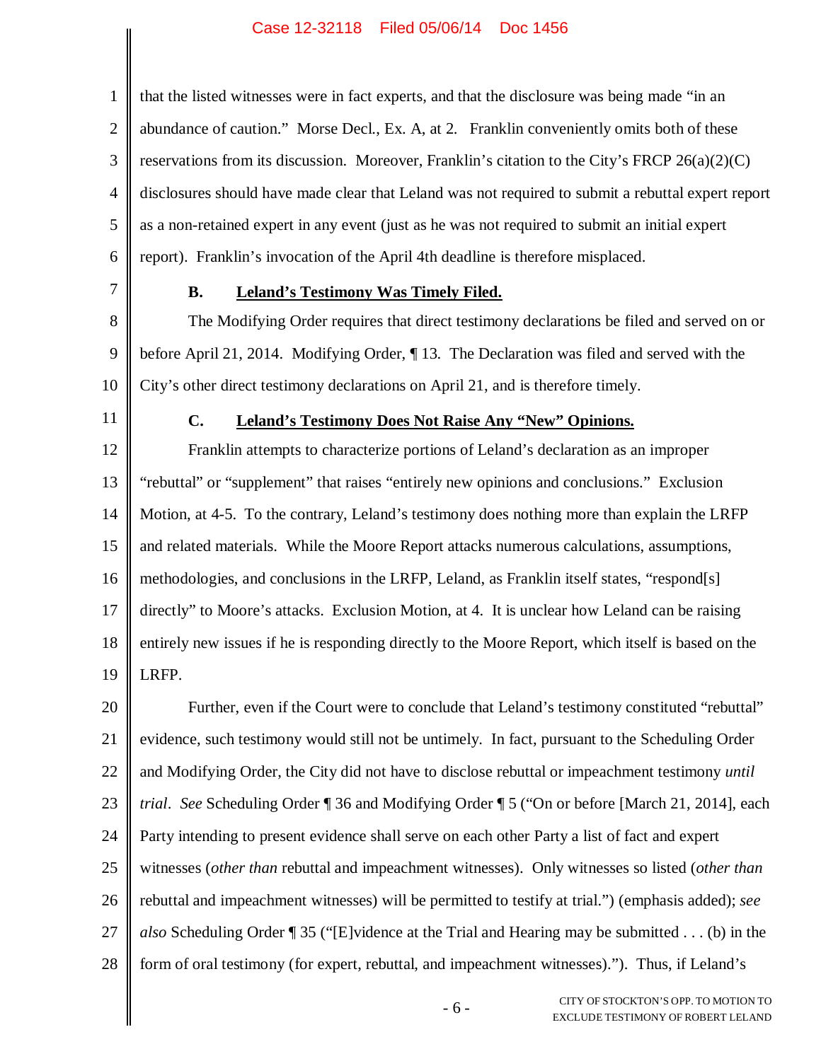that the listed witnesses were in fact experts, and that the disclosure was being made "in an abundance of caution." Morse Decl., Ex. A, at 2. Franklin conveniently omits both of these reservations from its discussion. Moreover, Franklin's citation to the City's FRCP 26(a)(2)(C) disclosures should have made clear that Leland was not required to submit a rebuttal expert report as a non-retained expert in any event (just as he was not required to submit an initial expert report). Franklin's invocation of the April 4th deadline is therefore misplaced.

### B. Leland's Testimony Was Timely Filed.

The Modifying Order requires that direct testimony declarations be filed and served on or before April 21, 2014. Modifying Order, ¶ 13. The Declaration was filed and served with the City's other direct testimony declarations on April 21, and is therefore timely.

### C. Leland's Testimony Does Not Raise Any "New" Opinions.

Franklin attempts to characterize portions of Leland's declaration as an improper "rebuttal" or "supplement" that raises "entirely new opinions and conclusions." Exclusion Motion, at 4-5. To the contrary, Leland's testimony does nothing more than explain the LRFP and related materials. While the Moore Report attacks numerous calculations, assumptions, methodologies, and conclusions in the LRFP, Leland, as Franklin itself states, "respond[s] directly" to Moore's attacks. Exclusion Motion, at 4. It is unclear how Leland can be raising entirely new issues if he is responding directly to the Moore Report, which itself is based on the LRFP.

Further, even if the Court were to conclude that Leland's testimony constituted "rebuttal" evidence, such testimony would still not be untimely. In fact, pursuant to the Scheduling Order and Modifying Order, the City did not have to disclose rebuttal or impeachment testimony *until trial*. *See* Scheduling Order ¶ 36 and Modifying Order ¶ 5 ("On or before [March 21, 2014], each Party intending to present evidence shall serve on each other Party a list of fact and expert witnesses (*other than* rebuttal and impeachment witnesses). Only witnesses so listed (*other than* rebuttal and impeachment witnesses) will be permitted to testify at trial.") (emphasis added); *see also* Scheduling Order ¶ 35 ("[E]vidence at the Trial and Hearing may be submitted . . . (b) in the form of oral testimony (for expert, rebuttal, and impeachment witnesses)."). Thus, if Leland's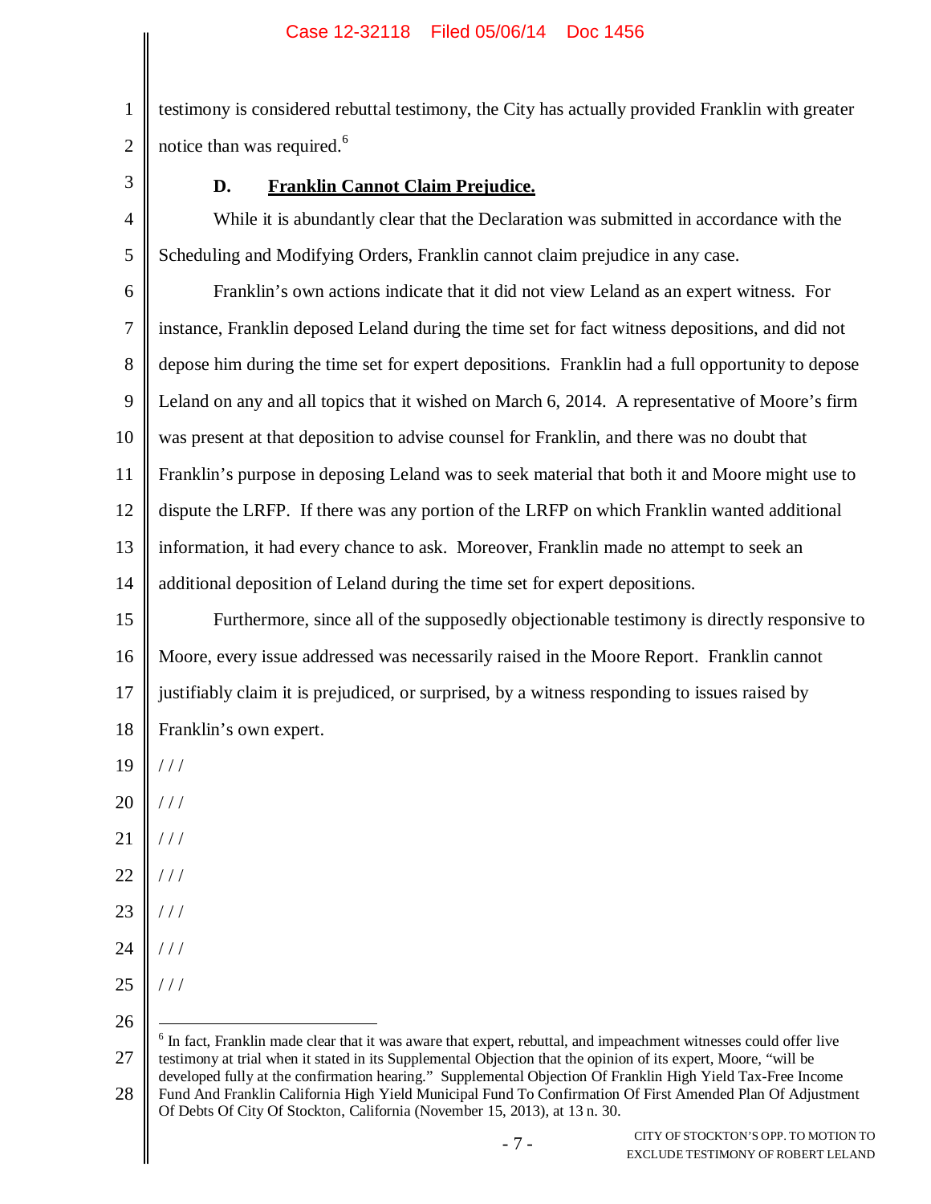testimony is considered rebuttal testimony, the City has actually provided Franklin with greater notice than was required.[6]

### D. Franklin Cannot Claim Prejudice.

While it is abundantly clear that the Declaration was submitted in accordance with the Scheduling and Modifying Orders, Franklin cannot claim prejudice in any case.

Franklin's own actions indicate that it did not view Leland as an expert witness. For instance, Franklin deposed Leland during the time set for fact witness depositions, and did not depose him during the time set for expert depositions. Franklin had a full opportunity to depose Leland on any and all topics that it wished on March 6, 2014. A representative of Moore's firm was present at that deposition to advise counsel for Franklin, and there was no doubt that Franklin's purpose in deposing Leland was to seek material that both it and Moore might use to dispute the LRFP. If there was any portion of the LRFP on which Franklin wanted additional information, it had every chance to ask. Moreover, Franklin made no attempt to seek an additional deposition of Leland during the time set for expert depositions.

Furthermore, since all of the supposedly objectionable testimony is directly responsive to Moore, every issue addressed was necessarily raised in the Moore Report. Franklin cannot justifiably claim it is prejudiced, or surprised, by a witness responding to issues raised by Franklin's own expert.

/ / /

/ / /

/ / /

/ / /

/ / /

/ / /

/ / /

---

[6] In fact, Franklin made clear that it was aware that expert, rebuttal, and impeachment witnesses could offer live testimony at trial when it stated in its Supplemental Objection that the opinion of its expert, Moore, "will be developed fully at the confirmation hearing." Supplemental Objection Of Franklin High Yield Tax-Free Income Fund And Franklin California High Yield Municipal Fund To Confirmation Of First Amended Plan Of Adjustment Of Debts Of City Of Stockton, California (November 15, 2013), at 13 n. 30.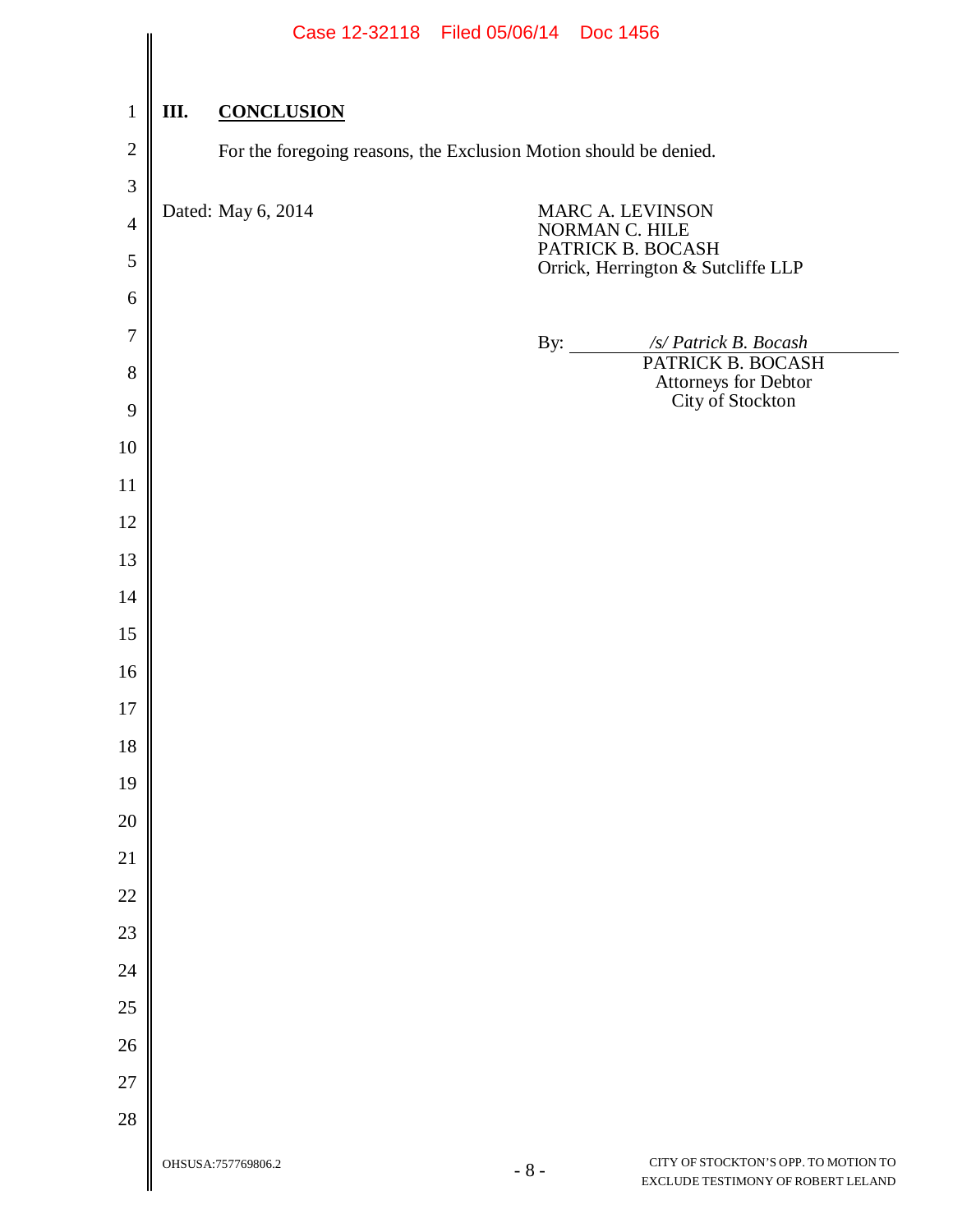## III. CONCLUSION

For the foregoing reasons, the Exclusion Motion should be denied.

Dated: May 6, 2014

MARC A. LEVINSON
NORMAN C. HILE
PATRICK B. BOCASH
Orrick, Herrington & Sutcliffe LLP

By: */s/ Patrick B. Bocash*
PATRICK B. BOCASH
Attorneys for Debtor
City of Stockton